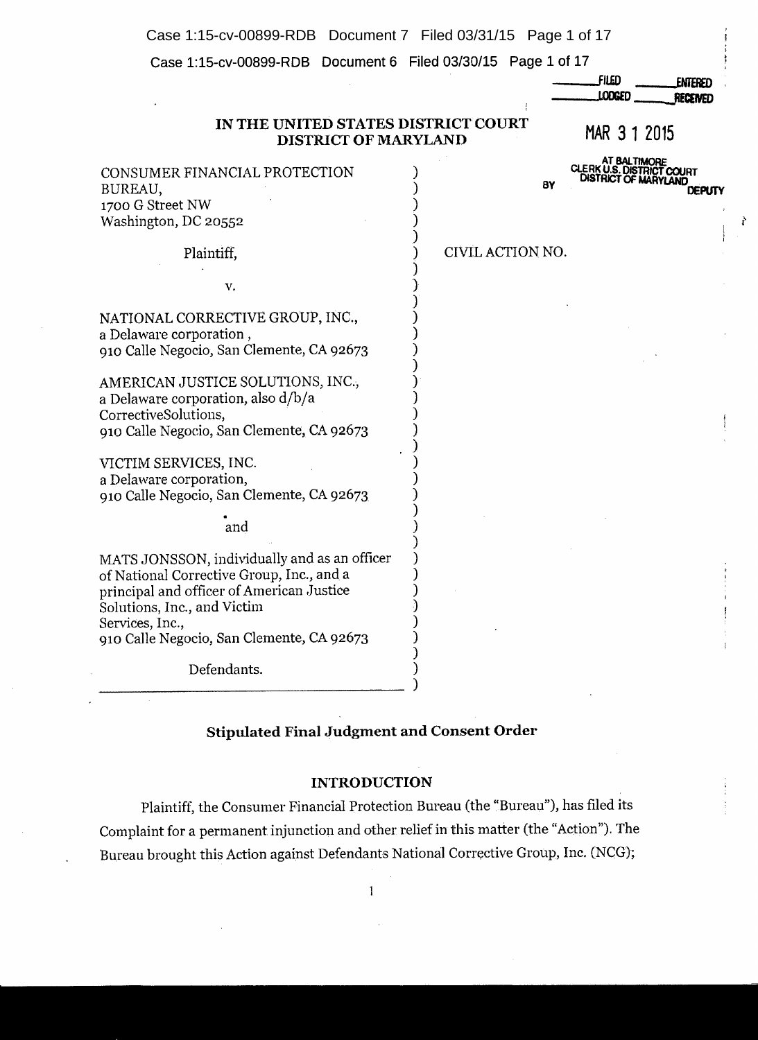IN THE UNITED STATES DISTRICT COURT
DISTRICT OF MARYLAND

FILED ENTERED
LODGED RECEIVED

MAR 31 2015

AT BALTIMORE
CLERK U.S. DISTRICT COURT
DISTRICT OF MARYLAND
BY DEPUTY

CONSUMER FINANCIAL PROTECTION BUREAU,
1700 G Street NW
Washington, DC 20552

Plaintiff,

v.

NATIONAL CORRECTIVE GROUP, INC.,
a Delaware corporation,
910 Calle Negocio, San Clemente, CA 92673

AMERICAN JUSTICE SOLUTIONS, INC.,
a Delaware corporation, also d/b/a
CorrectiveSolutions,
910 Calle Negocio, San Clemente, CA 92673

VICTIM SERVICES, INC.
a Delaware corporation,
910 Calle Negocio, San Clemente, CA 92673

and

MATS JONSSON, individually and as an officer of National Corrective Group, Inc., and a principal and officer of American Justice Solutions, Inc., and Victim Services, Inc.,
910 Calle Negocio, San Clemente, CA 92673

Defendants.

CIVIL ACTION NO.

## Stipulated Final Judgment and Consent Order

### INTRODUCTION

Plaintiff, the Consumer Financial Protection Bureau (the "Bureau"), has filed its Complaint for a permanent injunction and other relief in this matter (the "Action"). The Bureau brought this Action against Defendants National Corrective Group, Inc. (NCG);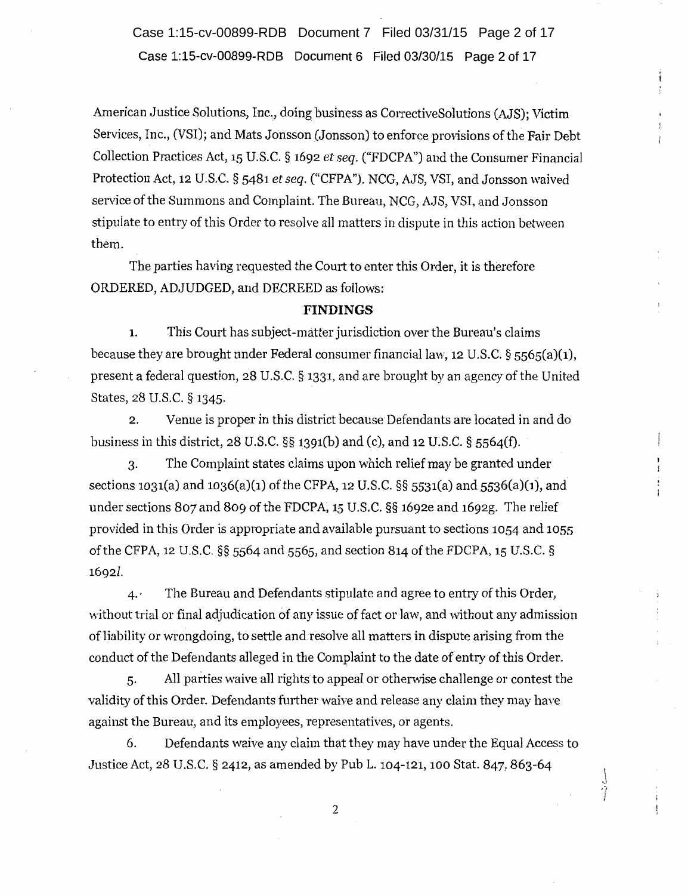American Justice Solutions, Inc., doing business as CorrectiveSolutions (AJS); Victim Services, Inc., (VSI); and Mats Jonsson (Jonsson) to enforce provisions of the Fair Debt Collection Practices Act, 15 U.S.C. § 1692 *et seq.* ("FDCPA") and the Consumer Financial Protection Act, 12 U.S.C. § 5481 *et seq.* ("CFPA"). NCG, AJS, VSI, and Jonsson waived service of the Summons and Complaint. The Bureau, NCG, AJS, VSI, and Jonsson stipulate to entry of this Order to resolve all matters in dispute in this action between them.

The parties having requested the Court to enter this Order, it is therefore ORDERED, ADJUDGED, and DECREED as follows:

## FINDINGS

1. This Court has subject-matter jurisdiction over the Bureau's claims because they are brought under Federal consumer financial law, 12 U.S.C. § 5565(a)(1), present a federal question, 28 U.S.C. § 1331, and are brought by an agency of the United States, 28 U.S.C. § 1345.

2. Venue is proper in this district because Defendants are located in and do business in this district, 28 U.S.C. §§ 1391(b) and (c), and 12 U.S.C. § 5564(f).

3. The Complaint states claims upon which relief may be granted under sections 1031(a) and 1036(a)(1) of the CFPA, 12 U.S.C. §§ 5531(a) and 5536(a)(1), and under sections 807 and 809 of the FDCPA, 15 U.S.C. §§ 1692e and 1692g. The relief provided in this Order is appropriate and available pursuant to sections 1054 and 1055 of the CFPA, 12 U.S.C. §§ 5564 and 5565, and section 814 of the FDCPA, 15 U.S.C. § 1692*l*.

4. The Bureau and Defendants stipulate and agree to entry of this Order, without trial or final adjudication of any issue of fact or law, and without any admission of liability or wrongdoing, to settle and resolve all matters in dispute arising from the conduct of the Defendants alleged in the Complaint to the date of entry of this Order.

5. All parties waive all rights to appeal or otherwise challenge or contest the validity of this Order. Defendants further waive and release any claim they may have against the Bureau, and its employees, representatives, or agents.

6. Defendants waive any claim that they may have under the Equal Access to Justice Act, 28 U.S.C. § 2412, as amended by Pub L. 104-121, 100 Stat. 847, 863-64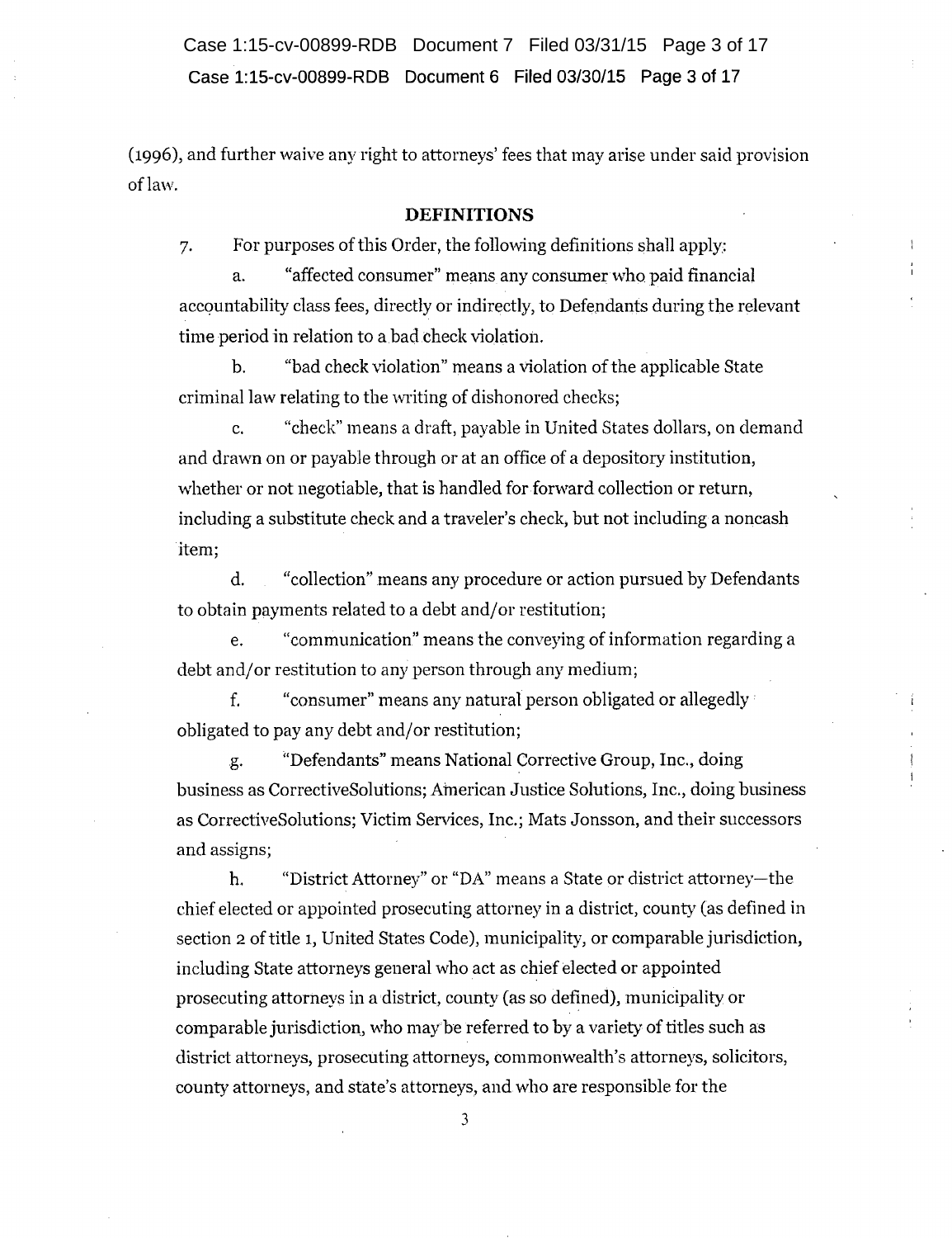(1996), and further waive any right to attorneys' fees that may arise under said provision of law.

## DEFINITIONS

7. For purposes of this Order, the following definitions shall apply:

   a. "affected consumer" means any consumer who paid financial accountability class fees, directly or indirectly, to Defendants during the relevant time period in relation to a bad check violation.

   b. "bad check violation" means a violation of the applicable State criminal law relating to the writing of dishonored checks;

   c. "check" means a draft, payable in United States dollars, on demand and drawn on or payable through or at an office of a depository institution, whether or not negotiable, that is handled for forward collection or return, including a substitute check and a traveler's check, but not including a noncash item;

   d. "collection" means any procedure or action pursued by Defendants to obtain payments related to a debt and/or restitution;

   e. "communication" means the conveying of information regarding a debt and/or restitution to any person through any medium;

   f. "consumer" means any natural person obligated or allegedly obligated to pay any debt and/or restitution;

   g. "Defendants" means National Corrective Group, Inc., doing business as CorrectiveSolutions; American Justice Solutions, Inc., doing business as CorrectiveSolutions; Victim Services, Inc.; Mats Jonsson, and their successors and assigns;

   h. "District Attorney" or "DA" means a State or district attorney—the chief elected or appointed prosecuting attorney in a district, county (as defined in section 2 of title 1, United States Code), municipality, or comparable jurisdiction, including State attorneys general who act as chief elected or appointed prosecuting attorneys in a district, county (as so defined), municipality or comparable jurisdiction, who may be referred to by a variety of titles such as district attorneys, prosecuting attorneys, commonwealth's attorneys, solicitors, county attorneys, and state's attorneys, and who are responsible for the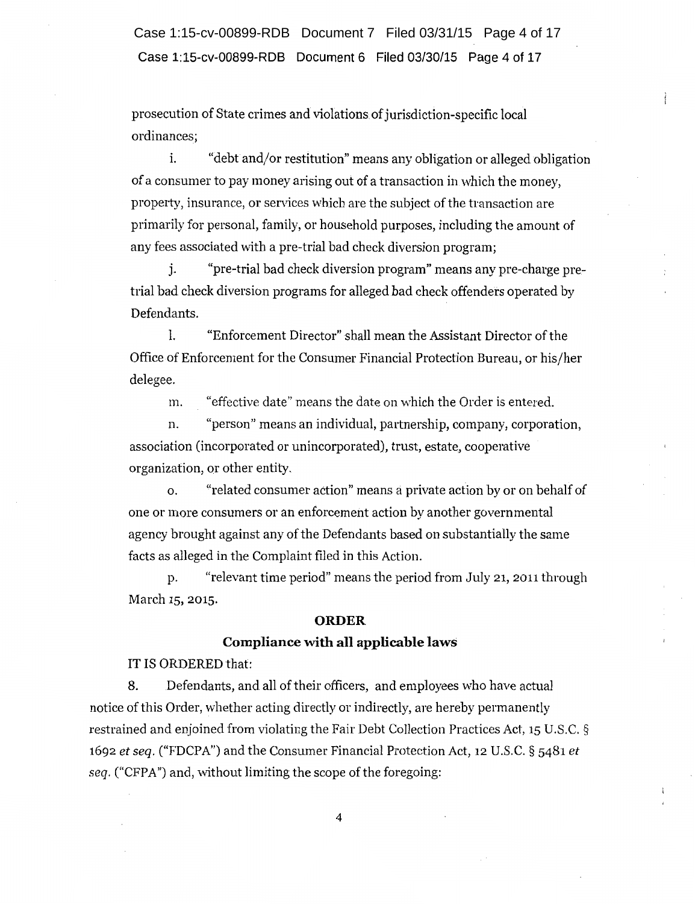prosecution of State crimes and violations of jurisdiction-specific local ordinances;

i. "debt and/or restitution" means any obligation or alleged obligation of a consumer to pay money arising out of a transaction in which the money, property, insurance, or services which are the subject of the transaction are primarily for personal, family, or household purposes, including the amount of any fees associated with a pre-trial bad check diversion program;

j. "pre-trial bad check diversion program" means any pre-charge pre-trial bad check diversion programs for alleged bad check offenders operated by Defendants.

l. "Enforcement Director" shall mean the Assistant Director of the Office of Enforcement for the Consumer Financial Protection Bureau, or his/her delegee.

m. "effective date" means the date on which the Order is entered.

n. "person" means an individual, partnership, company, corporation, association (incorporated or unincorporated), trust, estate, cooperative organization, or other entity.

o. "related consumer action" means a private action by or on behalf of one or more consumers or an enforcement action by another governmental agency brought against any of the Defendants based on substantially the same facts as alleged in the Complaint filed in this Action.

p. "relevant time period" means the period from July 21, 2011 through March 15, 2015.

## ORDER

### Compliance with all applicable laws

IT IS ORDERED that:

8. Defendants, and all of their officers, and employees who have actual notice of this Order, whether acting directly or indirectly, are hereby permanently restrained and enjoined from violating the Fair Debt Collection Practices Act, 15 U.S.C. § 1692 *et seq.* ("FDCPA") and the Consumer Financial Protection Act, 12 U.S.C. § 5481 *et seq.* ("CFPA") and, without limiting the scope of the foregoing: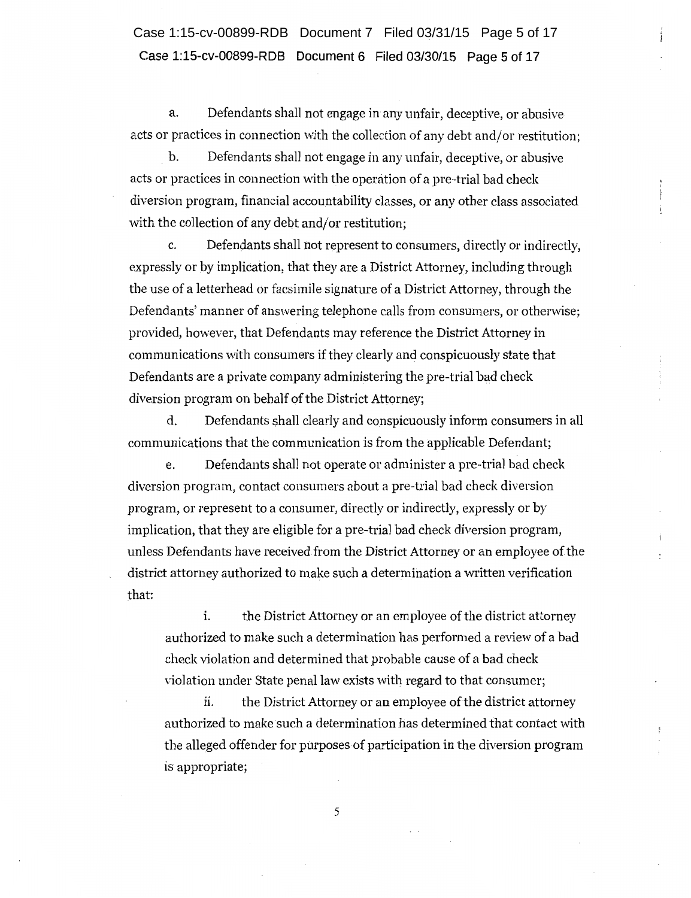a. Defendants shall not engage in any unfair, deceptive, or abusive acts or practices in connection with the collection of any debt and/or restitution;

b. Defendants shall not engage in any unfair, deceptive, or abusive acts or practices in connection with the operation of a pre-trial bad check diversion program, financial accountability classes, or any other class associated with the collection of any debt and/or restitution;

c. Defendants shall not represent to consumers, directly or indirectly, expressly or by implication, that they are a District Attorney, including through the use of a letterhead or facsimile signature of a District Attorney, through the Defendants' manner of answering telephone calls from consumers, or otherwise; provided, however, that Defendants may reference the District Attorney in communications with consumers if they clearly and conspicuously state that Defendants are a private company administering the pre-trial bad check diversion program on behalf of the District Attorney;

d. Defendants shall clearly and conspicuously inform consumers in all communications that the communication is from the applicable Defendant;

e. Defendants shall not operate or administer a pre-trial bad check diversion program, contact consumers about a pre-trial bad check diversion program, or represent to a consumer, directly or indirectly, expressly or by implication, that they are eligible for a pre-trial bad check diversion program, unless Defendants have received from the District Attorney or an employee of the district attorney authorized to make such a determination a written verification that:

i. the District Attorney or an employee of the district attorney authorized to make such a determination has performed a review of a bad check violation and determined that probable cause of a bad check violation under State penal law exists with regard to that consumer;

ii. the District Attorney or an employee of the district attorney authorized to make such a determination has determined that contact with the alleged offender for purposes of participation in the diversion program is appropriate;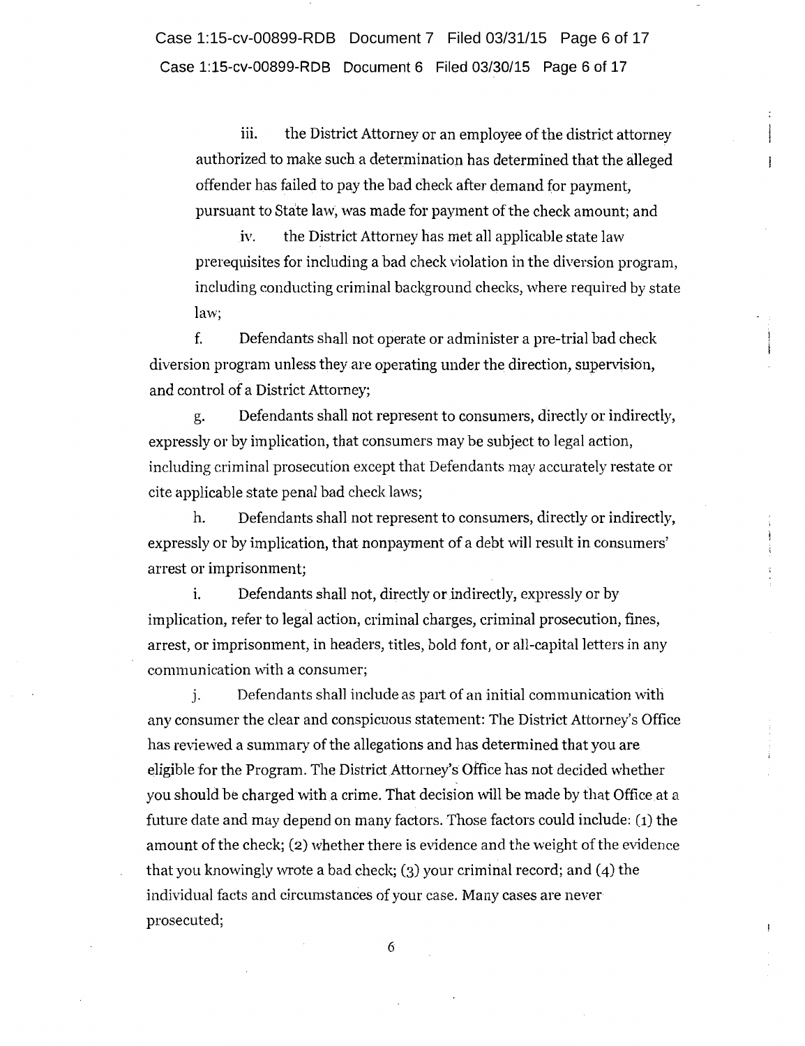iii. the District Attorney or an employee of the district attorney authorized to make such a determination has determined that the alleged offender has failed to pay the bad check after demand for payment, pursuant to State law, was made for payment of the check amount; and

iv. the District Attorney has met all applicable state law prerequisites for including a bad check violation in the diversion program, including conducting criminal background checks, where required by state law;

f. Defendants shall not operate or administer a pre-trial bad check diversion program unless they are operating under the direction, supervision, and control of a District Attorney;

g. Defendants shall not represent to consumers, directly or indirectly, expressly or by implication, that consumers may be subject to legal action, including criminal prosecution except that Defendants may accurately restate or cite applicable state penal bad check laws;

h. Defendants shall not represent to consumers, directly or indirectly, expressly or by implication, that nonpayment of a debt will result in consumers' arrest or imprisonment;

i. Defendants shall not, directly or indirectly, expressly or by implication, refer to legal action, criminal charges, criminal prosecution, fines, arrest, or imprisonment, in headers, titles, bold font, or all-capital letters in any communication with a consumer;

j. Defendants shall include as part of an initial communication with any consumer the clear and conspicuous statement: The District Attorney's Office has reviewed a summary of the allegations and has determined that you are eligible for the Program. The District Attorney's Office has not decided whether you should be charged with a crime. That decision will be made by that Office at a future date and may depend on many factors. Those factors could include: (1) the amount of the check; (2) whether there is evidence and the weight of the evidence that you knowingly wrote a bad check; (3) your criminal record; and (4) the individual facts and circumstances of your case. Many cases are never prosecuted;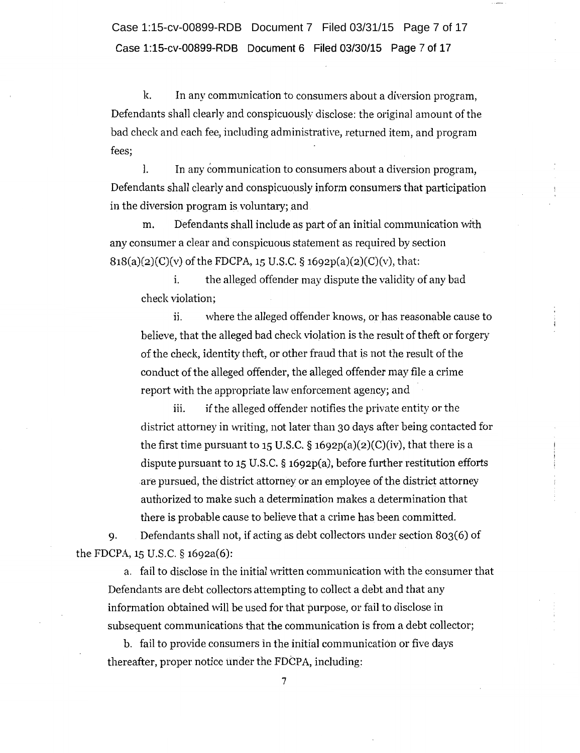k. In any communication to consumers about a diversion program, Defendants shall clearly and conspicuously disclose: the original amount of the bad check and each fee, including administrative, returned item, and program fees;

l. In any communication to consumers about a diversion program, Defendants shall clearly and conspicuously inform consumers that participation in the diversion program is voluntary; and

m. Defendants shall include as part of an initial communication with any consumer a clear and conspicuous statement as required by section 818(a)(2)(C)(v) of the FDCPA, 15 U.S.C. § 1692p(a)(2)(C)(v), that:

i. the alleged offender may dispute the validity of any bad check violation;

ii. where the alleged offender knows, or has reasonable cause to believe, that the alleged bad check violation is the result of theft or forgery of the check, identity theft, or other fraud that is not the result of the conduct of the alleged offender, the alleged offender may file a crime report with the appropriate law enforcement agency; and

iii. if the alleged offender notifies the private entity or the district attorney in writing, not later than 30 days after being contacted for the first time pursuant to 15 U.S.C. § 1692p(a)(2)(C)(iv), that there is a dispute pursuant to 15 U.S.C. § 1692p(a), before further restitution efforts are pursued, the district attorney or an employee of the district attorney authorized to make such a determination makes a determination that there is probable cause to believe that a crime has been committed.

9. Defendants shall not, if acting as debt collectors under section 803(6) of the FDCPA, 15 U.S.C. § 1692a(6):

a. fail to disclose in the initial written communication with the consumer that Defendants are debt collectors attempting to collect a debt and that any information obtained will be used for that purpose, or fail to disclose in subsequent communications that the communication is from a debt collector;

b. fail to provide consumers in the initial communication or five days thereafter, proper notice under the FDCPA, including: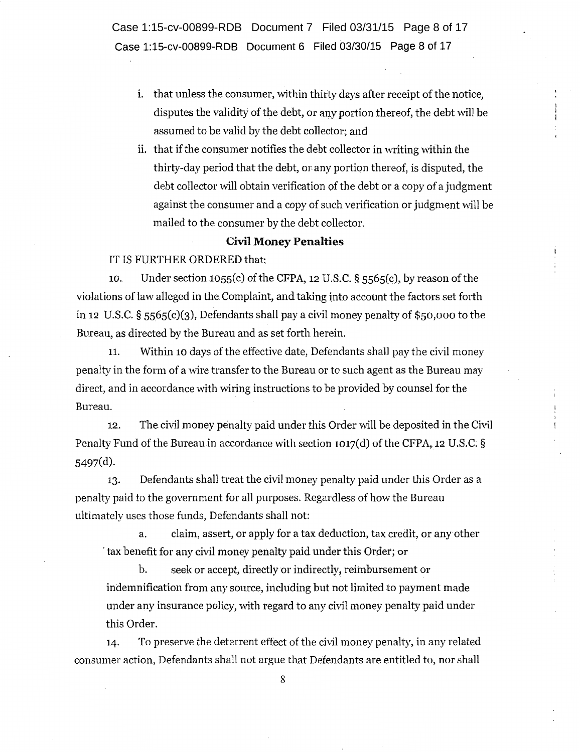i. that unless the consumer, within thirty days after receipt of the notice, disputes the validity of the debt, or any portion thereof, the debt will be assumed to be valid by the debt collector; and

ii. that if the consumer notifies the debt collector in writing within the thirty-day period that the debt, or any portion thereof, is disputed, the debt collector will obtain verification of the debt or a copy of a judgment against the consumer and a copy of such verification or judgment will be mailed to the consumer by the debt collector.

## Civil Money Penalties

IT IS FURTHER ORDERED that:

10. Under section 1055(c) of the CFPA, 12 U.S.C. § 5565(c), by reason of the violations of law alleged in the Complaint, and taking into account the factors set forth in 12 U.S.C. § 5565(c)(3), Defendants shall pay a civil money penalty of $50,000 to the Bureau, as directed by the Bureau and as set forth herein.

11. Within 10 days of the effective date, Defendants shall pay the civil money penalty in the form of a wire transfer to the Bureau or to such agent as the Bureau may direct, and in accordance with wiring instructions to be provided by counsel for the Bureau.

12. The civil money penalty paid under this Order will be deposited in the Civil Penalty Fund of the Bureau in accordance with section 1017(d) of the CFPA, 12 U.S.C. § 5497(d).

13. Defendants shall treat the civil money penalty paid under this Order as a penalty paid to the government for all purposes. Regardless of how the Bureau ultimately uses those funds, Defendants shall not:

a. claim, assert, or apply for a tax deduction, tax credit, or any other tax benefit for any civil money penalty paid under this Order; or

b. seek or accept, directly or indirectly, reimbursement or indemnification from any source, including but not limited to payment made under any insurance policy, with regard to any civil money penalty paid under this Order.

14. To preserve the deterrent effect of the civil money penalty, in any related consumer action, Defendants shall not argue that Defendants are entitled to, nor shall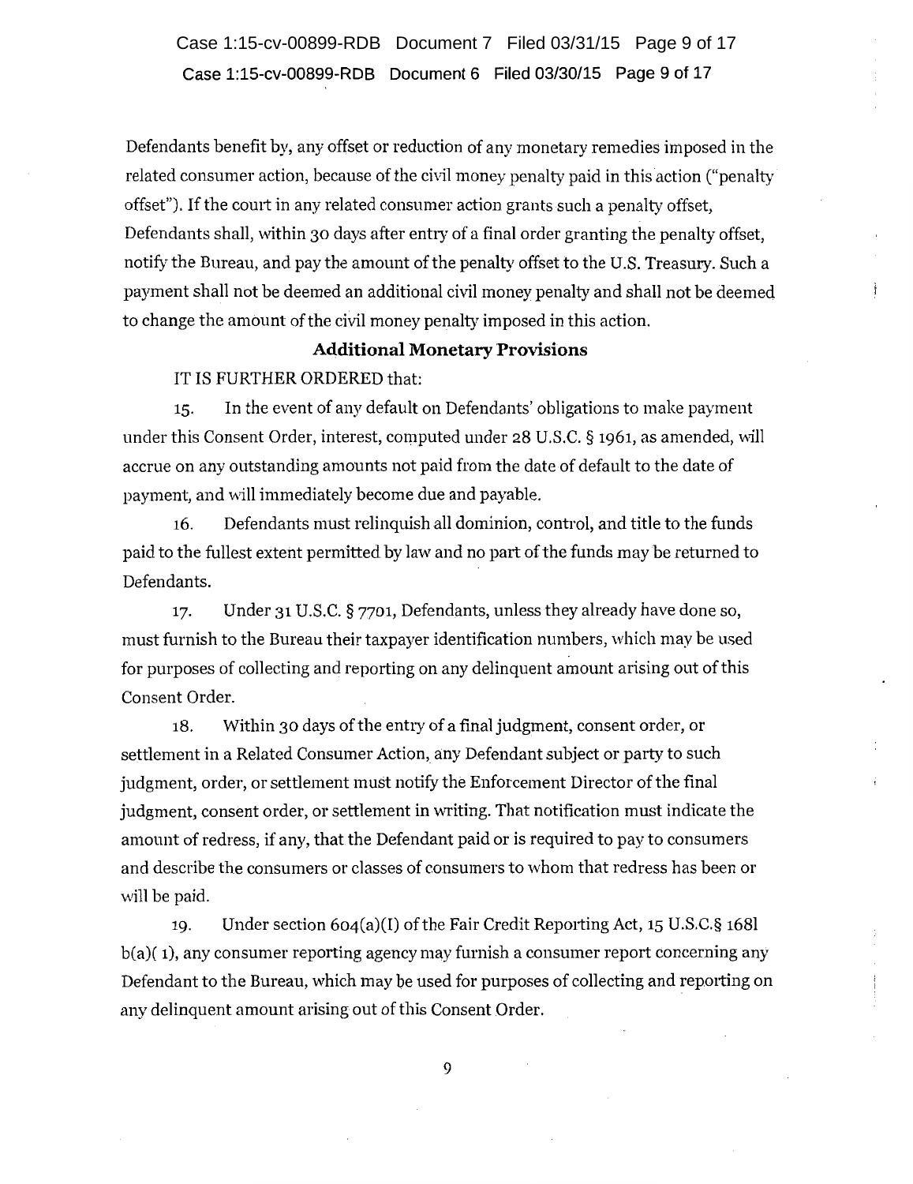Defendants benefit by, any offset or reduction of any monetary remedies imposed in the related consumer action, because of the civil money penalty paid in this action ("penalty offset"). If the court in any related consumer action grants such a penalty offset, Defendants shall, within 30 days after entry of a final order granting the penalty offset, notify the Bureau, and pay the amount of the penalty offset to the U.S. Treasury. Such a payment shall not be deemed an additional civil money penalty and shall not be deemed to change the amount of the civil money penalty imposed in this action.

**Additional Monetary Provisions**

IT IS FURTHER ORDERED that:

15. In the event of any default on Defendants' obligations to make payment under this Consent Order, interest, computed under 28 U.S.C. § 1961, as amended, will accrue on any outstanding amounts not paid from the date of default to the date of payment, and will immediately become due and payable.

16. Defendants must relinquish all dominion, control, and title to the funds paid to the fullest extent permitted by law and no part of the funds may be returned to Defendants.

17. Under 31 U.S.C. § 7701, Defendants, unless they already have done so, must furnish to the Bureau their taxpayer identification numbers, which may be used for purposes of collecting and reporting on any delinquent amount arising out of this Consent Order.

18. Within 30 days of the entry of a final judgment, consent order, or settlement in a Related Consumer Action, any Defendant subject or party to such judgment, order, or settlement must notify the Enforcement Director of the final judgment, consent order, or settlement in writing. That notification must indicate the amount of redress, if any, that the Defendant paid or is required to pay to consumers and describe the consumers or classes of consumers to whom that redress has been or will be paid.

19. Under section 604(a)(I) of the Fair Credit Reporting Act, 15 U.S.C.§ 1681 b(a)( 1), any consumer reporting agency may furnish a consumer report concerning any Defendant to the Bureau, which may be used for purposes of collecting and reporting on any delinquent amount arising out of this Consent Order.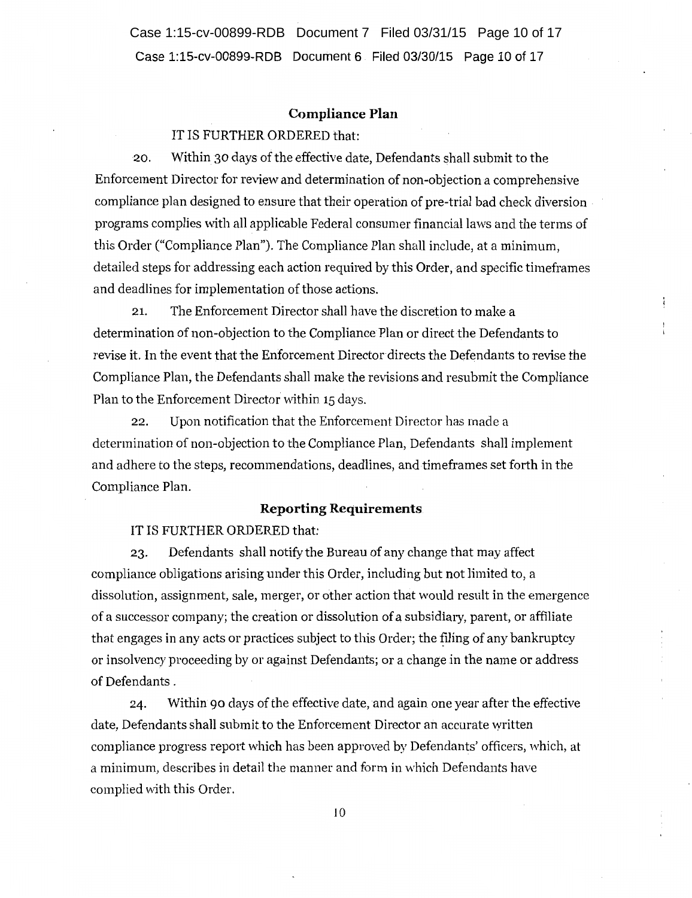## Compliance Plan

IT IS FURTHER ORDERED that:

20. Within 30 days of the effective date, Defendants shall submit to the Enforcement Director for review and determination of non-objection a comprehensive compliance plan designed to ensure that their operation of pre-trial bad check diversion programs complies with all applicable Federal consumer financial laws and the terms of this Order ("Compliance Plan"). The Compliance Plan shall include, at a minimum, detailed steps for addressing each action required by this Order, and specific timeframes and deadlines for implementation of those actions.

21. The Enforcement Director shall have the discretion to make a determination of non-objection to the Compliance Plan or direct the Defendants to revise it. In the event that the Enforcement Director directs the Defendants to revise the Compliance Plan, the Defendants shall make the revisions and resubmit the Compliance Plan to the Enforcement Director within 15 days.

22. Upon notification that the Enforcement Director has made a determination of non-objection to the Compliance Plan, Defendants shall implement and adhere to the steps, recommendations, deadlines, and timeframes set forth in the Compliance Plan.

## Reporting Requirements

IT IS FURTHER ORDERED that:

23. Defendants shall notify the Bureau of any change that may affect compliance obligations arising under this Order, including but not limited to, a dissolution, assignment, sale, merger, or other action that would result in the emergence of a successor company; the creation or dissolution of a subsidiary, parent, or affiliate that engages in any acts or practices subject to this Order; the filing of any bankruptcy or insolvency proceeding by or against Defendants; or a change in the name or address of Defendants .

24. Within 90 days of the effective date, and again one year after the effective date, Defendants shall submit to the Enforcement Director an accurate written compliance progress report which has been approved by Defendants' officers, which, at a minimum, describes in detail the manner and form in which Defendants have complied with this Order.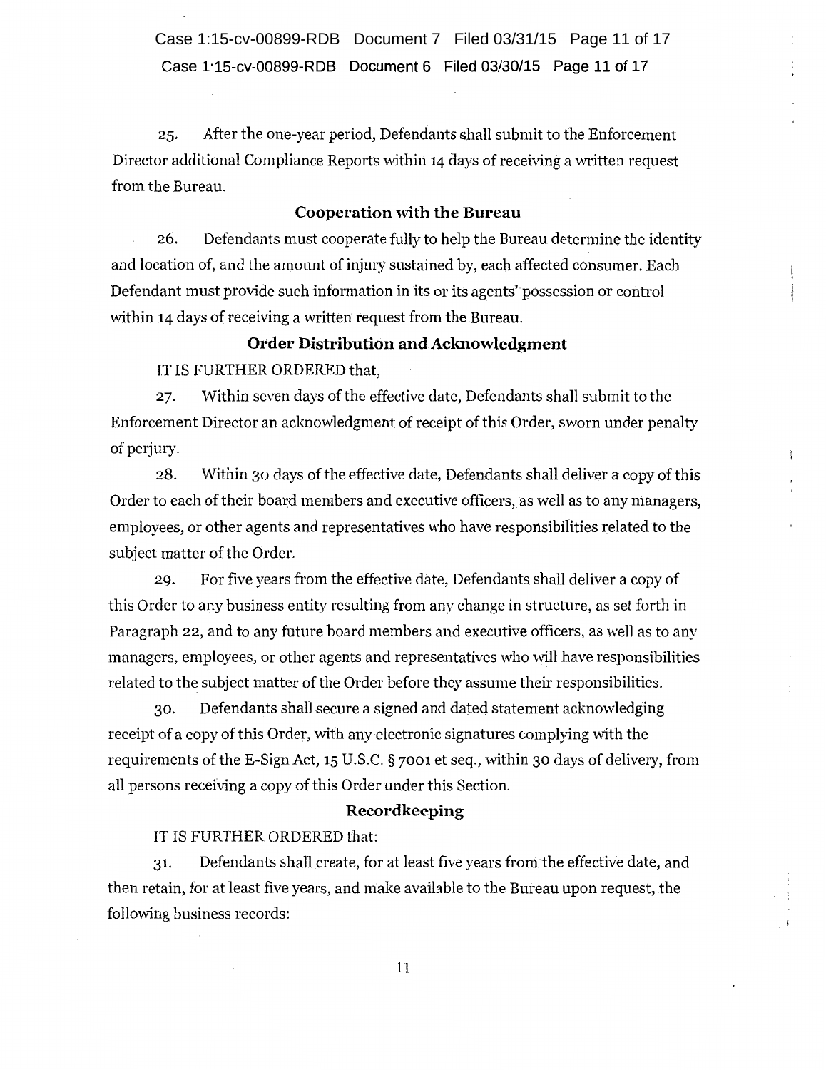25. After the one-year period, Defendants shall submit to the Enforcement Director additional Compliance Reports within 14 days of receiving a written request from the Bureau.

### Cooperation with the Bureau

26. Defendants must cooperate fully to help the Bureau determine the identity and location of, and the amount of injury sustained by, each affected consumer. Each Defendant must provide such information in its or its agents' possession or control within 14 days of receiving a written request from the Bureau.

### Order Distribution and Acknowledgment

IT IS FURTHER ORDERED that,

27. Within seven days of the effective date, Defendants shall submit to the Enforcement Director an acknowledgment of receipt of this Order, sworn under penalty of perjury.

28. Within 30 days of the effective date, Defendants shall deliver a copy of this Order to each of their board members and executive officers, as well as to any managers, employees, or other agents and representatives who have responsibilities related to the subject matter of the Order.

29. For five years from the effective date, Defendants shall deliver a copy of this Order to any business entity resulting from any change in structure, as set forth in Paragraph 22, and to any future board members and executive officers, as well as to any managers, employees, or other agents and representatives who will have responsibilities related to the subject matter of the Order before they assume their responsibilities.

30. Defendants shall secure a signed and dated statement acknowledging receipt of a copy of this Order, with any electronic signatures complying with the requirements of the E-Sign Act, 15 U.S.C. § 7001 et seq., within 30 days of delivery, from all persons receiving a copy of this Order under this Section.

### Recordkeeping

IT IS FURTHER ORDERED that:

31. Defendants shall create, for at least five years from the effective date, and then retain, for at least five years, and make available to the Bureau upon request, the following business records: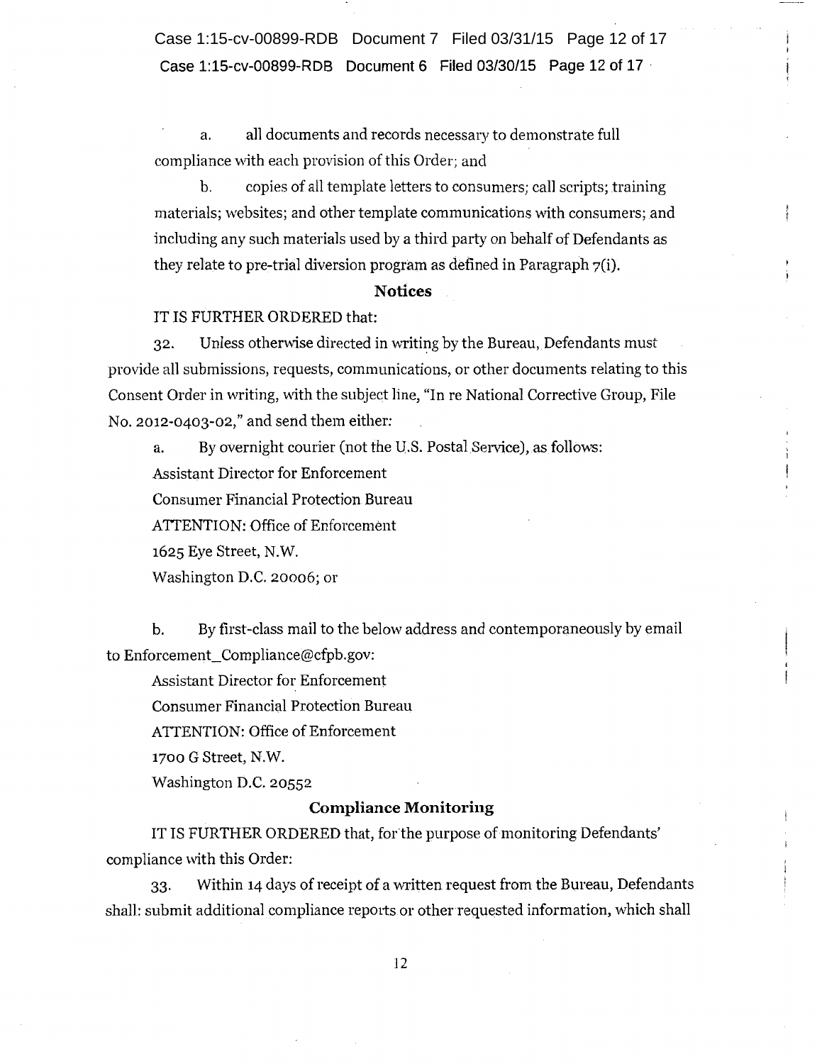a. all documents and records necessary to demonstrate full compliance with each provision of this Order; and

b. copies of all template letters to consumers; call scripts; training materials; websites; and other template communications with consumers; and including any such materials used by a third party on behalf of Defendants as they relate to pre-trial diversion program as defined in Paragraph 7(i).

### Notices

IT IS FURTHER ORDERED that:

32. Unless otherwise directed in writing by the Bureau, Defendants must provide all submissions, requests, communications, or other documents relating to this Consent Order in writing, with the subject line, "In re National Corrective Group, File No. 2012-0403-02," and send them either:

a. By overnight courier (not the U.S. Postal Service), as follows:

Assistant Director for Enforcement
Consumer Financial Protection Bureau
ATTENTION: Office of Enforcement
1625 Eye Street, N.W.
Washington D.C. 20006; or

b. By first-class mail to the below address and contemporaneously by email to Enforcement_Compliance@cfpb.gov:

Assistant Director for Enforcement
Consumer Financial Protection Bureau
ATTENTION: Office of Enforcement
1700 G Street, N.W.
Washington D.C. 20552

### Compliance Monitoring

IT IS FURTHER ORDERED that, for the purpose of monitoring Defendants' compliance with this Order:

33. Within 14 days of receipt of a written request from the Bureau, Defendants shall: submit additional compliance reports or other requested information, which shall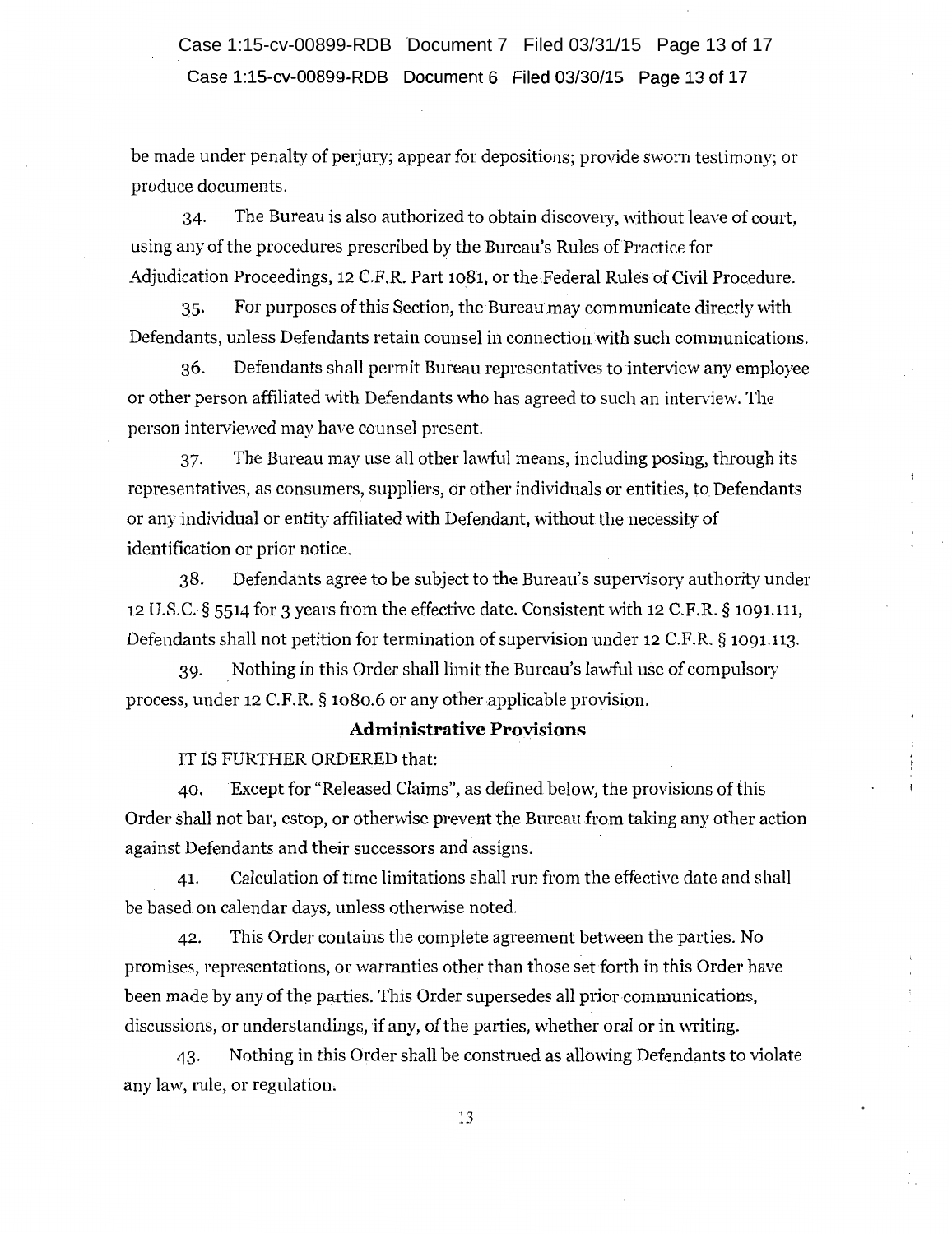be made under penalty of perjury; appear for depositions; provide sworn testimony; or produce documents.

34. The Bureau is also authorized to obtain discovery, without leave of court, using any of the procedures prescribed by the Bureau's Rules of Practice for Adjudication Proceedings, 12 C.F.R. Part 1081, or the Federal Rules of Civil Procedure.

35. For purposes of this Section, the Bureau may communicate directly with Defendants, unless Defendants retain counsel in connection with such communications.

36. Defendants shall permit Bureau representatives to interview any employee or other person affiliated with Defendants who has agreed to such an interview. The person interviewed may have counsel present.

37. The Bureau may use all other lawful means, including posing, through its representatives, as consumers, suppliers, or other individuals or entities, to Defendants or any individual or entity affiliated with Defendant, without the necessity of identification or prior notice.

38. Defendants agree to be subject to the Bureau's supervisory authority under 12 U.S.C. § 5514 for 3 years from the effective date. Consistent with 12 C.F.R. § 1091.111, Defendants shall not petition for termination of supervision under 12 C.F.R. § 1091.113.

39. Nothing in this Order shall limit the Bureau's lawful use of compulsory process, under 12 C.F.R. § 1080.6 or any other applicable provision.

**Administrative Provisions**

IT IS FURTHER ORDERED that:

40. Except for "Released Claims", as defined below, the provisions of this Order shall not bar, estop, or otherwise prevent the Bureau from taking any other action against Defendants and their successors and assigns.

41. Calculation of time limitations shall run from the effective date and shall be based on calendar days, unless otherwise noted.

42. This Order contains the complete agreement between the parties. No promises, representations, or warranties other than those set forth in this Order have been made by any of the parties. This Order supersedes all prior communications, discussions, or understandings, if any, of the parties, whether oral or in writing.

43. Nothing in this Order shall be construed as allowing Defendants to violate any law, rule, or regulation.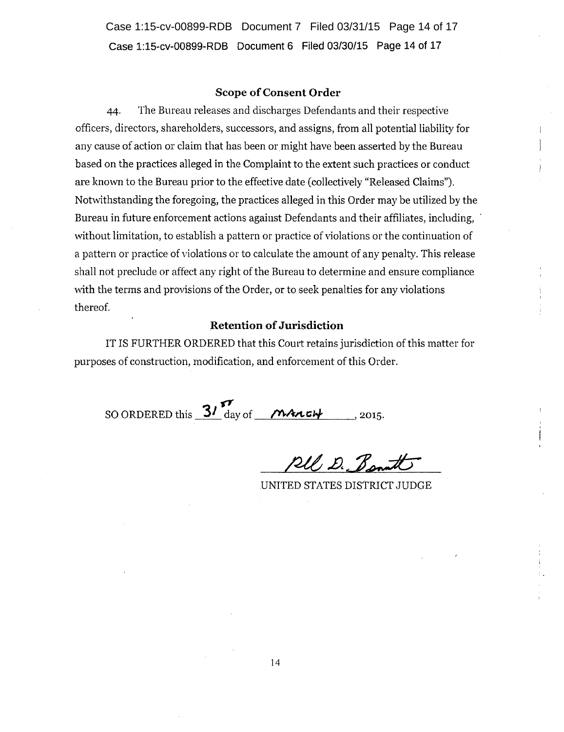### Scope of Consent Order

44. The Bureau releases and discharges Defendants and their respective officers, directors, shareholders, successors, and assigns, from all potential liability for any cause of action or claim that has been or might have been asserted by the Bureau based on the practices alleged in the Complaint to the extent such practices or conduct are known to the Bureau prior to the effective date (collectively "Released Claims"). Notwithstanding the foregoing, the practices alleged in this Order may be utilized by the Bureau in future enforcement actions against Defendants and their affiliates, including, without limitation, to establish a pattern or practice of violations or the continuation of a pattern or practice of violations or to calculate the amount of any penalty. This release shall not preclude or affect any right of the Bureau to determine and ensure compliance with the terms and provisions of the Order, or to seek penalties for any violations thereof.

### Retention of Jurisdiction

IT IS FURTHER ORDERED that this Court retains jurisdiction of this matter for purposes of construction, modification, and enforcement of this Order.

SO ORDERED this 31st day of March, 2015.

RDB D. Bennett

UNITED STATES DISTRICT JUDGE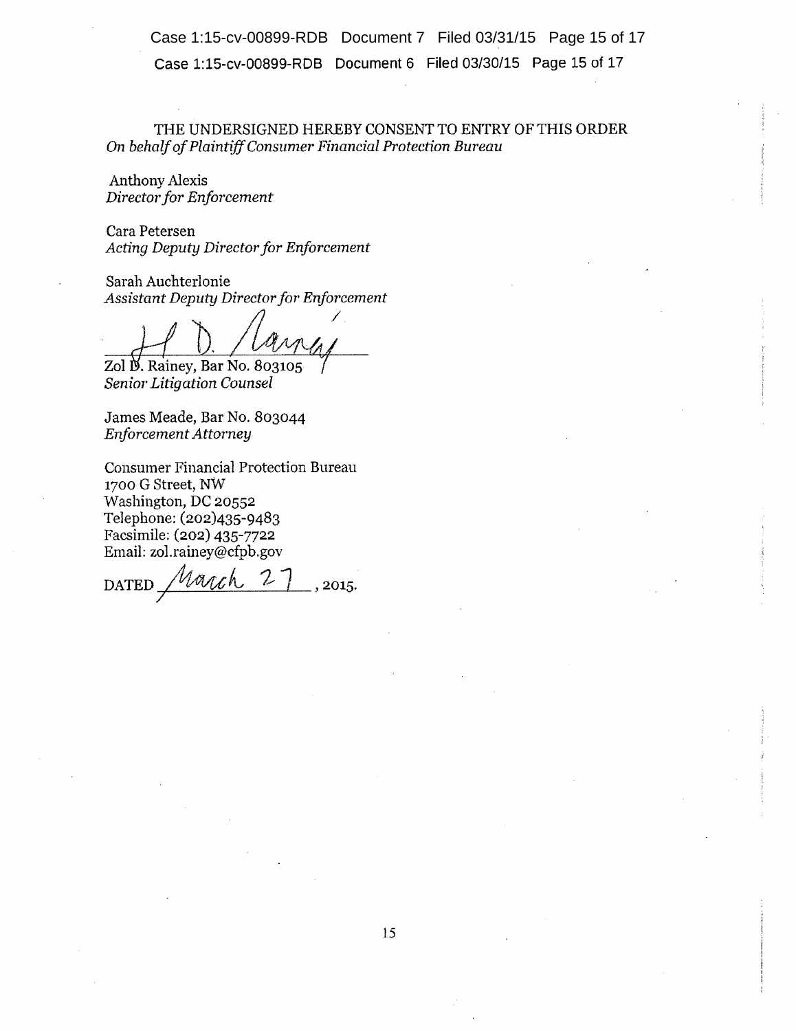THE UNDERSIGNED HEREBY CONSENT TO ENTRY OF THIS ORDER
*On behalf of Plaintiff Consumer Financial Protection Bureau*

Anthony Alexis
*Director for Enforcement*

Cara Petersen
*Acting Deputy Director for Enforcement*

Sarah Auchterlonie
*Assistant Deputy Director for Enforcement*

Zol D. Rainey, Bar No. 803105
*Senior Litigation Counsel*

James Meade, Bar No. 803044
*Enforcement Attorney*

Consumer Financial Protection Bureau
1700 G Street, NW
Washington, DC 20552
Telephone: (202)435-9483
Facsimile: (202) 435-7722
Email: zol.rainey@cfpb.gov

DATED March 27, 2015.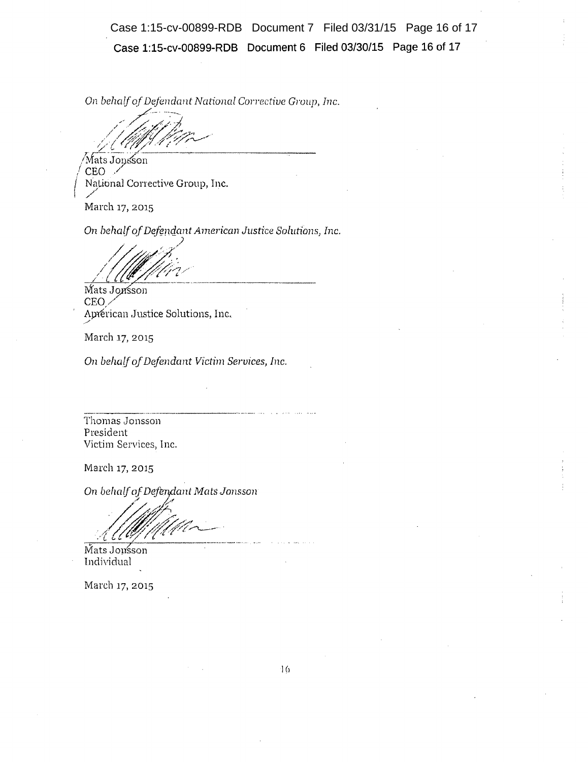*On behalf of Defendant National Corrective Group, Inc.*

\_\_\_\_\_\_\_\_\_\_\_\_\_\_\_\_\_\_\_\_\_\_\_\_\_\_\_\_\_\_\_\_\_\_\_\_\_\_\_\_

Mats Jonsson
CEO
National Corrective Group, Inc.

March 17, 2015

*On behalf of Defendant American Justice Solutions, Inc.*

\_\_\_\_\_\_\_\_\_\_\_\_\_\_\_\_\_\_\_\_\_\_\_\_\_\_\_\_\_\_\_\_\_\_\_\_\_\_\_\_

Mats Jonsson
CEO
American Justice Solutions, Inc.

March 17, 2015

*On behalf of Defendant Victim Services, Inc.*

\_\_\_\_\_\_\_\_\_\_\_\_\_\_\_\_\_\_\_\_\_\_\_\_\_\_\_\_\_\_\_\_\_\_\_\_\_\_\_\_

Thomas Jonsson
President
Victim Services, Inc.

March 17, 2015

*On behalf of Defendant Mats Jonsson*

\_\_\_\_\_\_\_\_\_\_\_\_\_\_\_\_\_\_\_\_\_\_\_\_\_\_\_\_\_\_\_\_\_\_\_\_\_\_\_\_

Mats Jonsson
Individual

March 17, 2015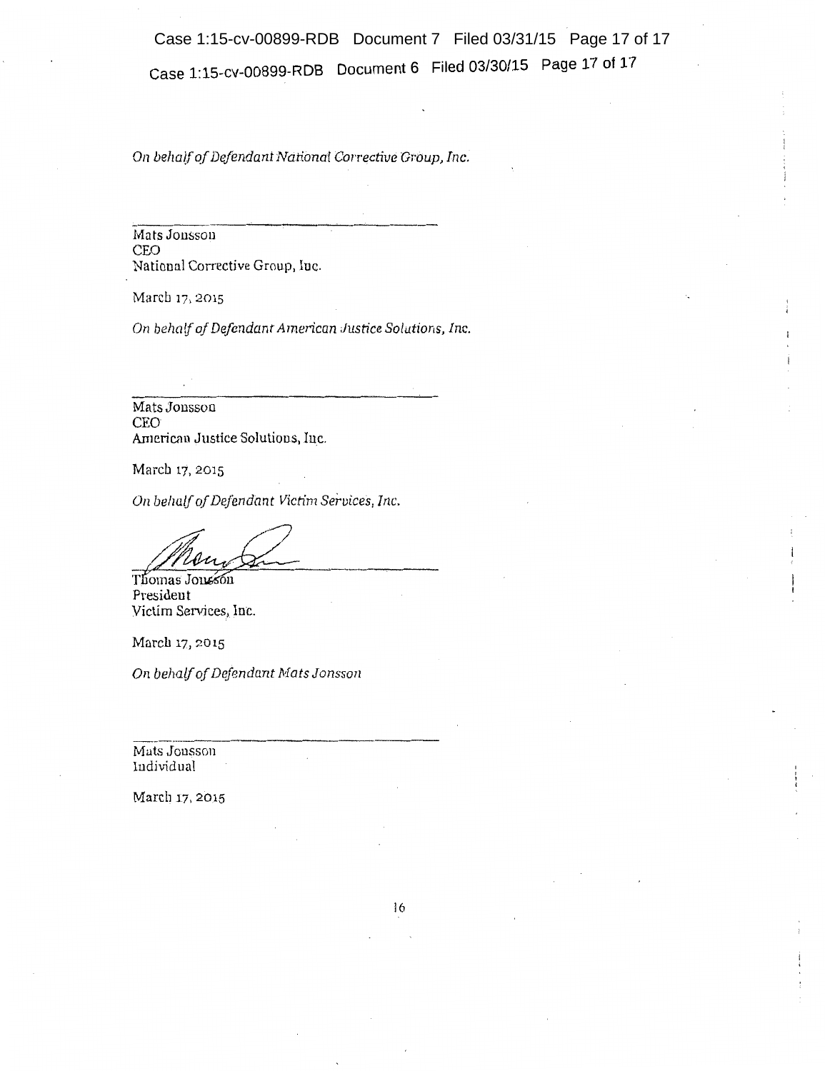*On behalf of Defendant National Corrective Group, Inc.*

\_\_\_\_\_\_\_\_\_\_\_\_\_\_\_\_\_\_\_\_\_\_\_\_\_\_\_\_\_\_\_\_

Mats Jonsson
CEO
National Corrective Group, Inc.

March 17, 2015

*On behalf of Defendant American Justice Solutions, Inc.*

\_\_\_\_\_\_\_\_\_\_\_\_\_\_\_\_\_\_\_\_\_\_\_\_\_\_\_\_\_\_\_\_

Mats Jonsson
CEO
American Justice Solutions, Inc.

March 17, 2015

*On behalf of Defendant Victim Services, Inc.*

\_\_\_\_\_\_\_\_\_\_\_\_\_\_\_\_\_\_\_\_\_\_\_\_\_\_\_\_\_\_\_\_

Thomas Jonsson
President
Victim Services, Inc.

March 17, 2015

*On behalf of Defendant Mats Jonsson*

\_\_\_\_\_\_\_\_\_\_\_\_\_\_\_\_\_\_\_\_\_\_\_\_\_\_\_\_\_\_\_\_

Mats Jonsson
Individual

March 17, 2015